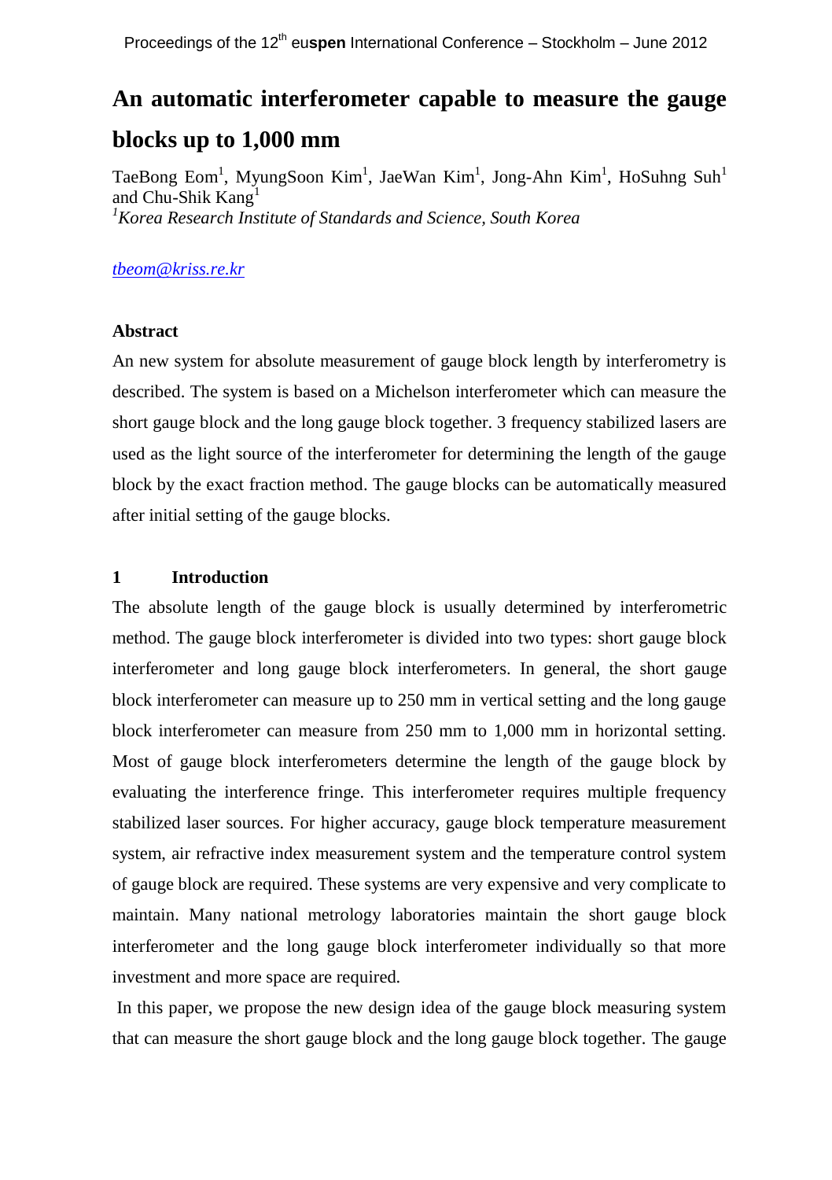# An automatic interferometer capable to measure the gauge blocks up to 1,000 mm

TaeBong Eom[1], MyungSoon Kim[1], JaeWan Kim[1], Jong-Ahn Kim[1], HoSuhng Suh[1] and Chu-Shik Kang[1]

[1]*Korea Research Institute of Standards and Science, South Korea*

*tbeom@kriss.re.kr*

### Abstract

An new system for absolute measurement of gauge block length by interferometry is described. The system is based on a Michelson interferometer which can measure the short gauge block and the long gauge block together. 3 frequency stabilized lasers are used as the light source of the interferometer for determining the length of the gauge block by the exact fraction method. The gauge blocks can be automatically measured after initial setting of the gauge blocks.

## 1 Introduction

The absolute length of the gauge block is usually determined by interferometric method. The gauge block interferometer is divided into two types: short gauge block interferometer and long gauge block interferometers. In general, the short gauge block interferometer can measure up to 250 mm in vertical setting and the long gauge block interferometer can measure from 250 mm to 1,000 mm in horizontal setting. Most of gauge block interferometers determine the length of the gauge block by evaluating the interference fringe. This interferometer requires multiple frequency stabilized laser sources. For higher accuracy, gauge block temperature measurement system, air refractive index measurement system and the temperature control system of gauge block are required. These systems are very expensive and very complicate to maintain. Many national metrology laboratories maintain the short gauge block interferometer and the long gauge block interferometer individually so that more investment and more space are required.

In this paper, we propose the new design idea of the gauge block measuring system that can measure the short gauge block and the long gauge block together. The gauge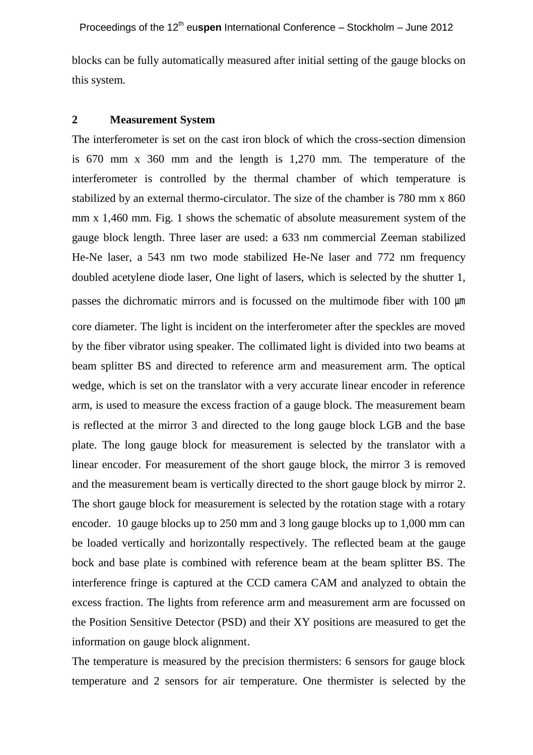blocks can be fully automatically measured after initial setting of the gauge blocks on this system.

## 2 Measurement System

The interferometer is set on the cast iron block of which the cross-section dimension is 670 mm x 360 mm and the length is 1,270 mm. The temperature of the interferometer is controlled by the thermal chamber of which temperature is stabilized by an external thermo-circulator. The size of the chamber is 780 mm x 860 mm x 1,460 mm. Fig. 1 shows the schematic of absolute measurement system of the gauge block length. Three laser are used: a 633 nm commercial Zeeman stabilized He-Ne laser, a 543 nm two mode stabilized He-Ne laser and 772 nm frequency doubled acetylene diode laser, One light of lasers, which is selected by the shutter 1, passes the dichromatic mirrors and is focussed on the multimode fiber with 100 ㎛ core diameter. The light is incident on the interferometer after the speckles are moved by the fiber vibrator using speaker. The collimated light is divided into two beams at beam splitter BS and directed to reference arm and measurement arm. The optical wedge, which is set on the translator with a very accurate linear encoder in reference arm, is used to measure the excess fraction of a gauge block. The measurement beam is reflected at the mirror 3 and directed to the long gauge block LGB and the base plate. The long gauge block for measurement is selected by the translator with a linear encoder. For measurement of the short gauge block, the mirror 3 is removed and the measurement beam is vertically directed to the short gauge block by mirror 2. The short gauge block for measurement is selected by the rotation stage with a rotary encoder. 10 gauge blocks up to 250 mm and 3 long gauge blocks up to 1,000 mm can be loaded vertically and horizontally respectively. The reflected beam at the gauge bock and base plate is combined with reference beam at the beam splitter BS. The interference fringe is captured at the CCD camera CAM and analyzed to obtain the excess fraction. The lights from reference arm and measurement arm are focussed on the Position Sensitive Detector (PSD) and their XY positions are measured to get the information on gauge block alignment.

The temperature is measured by the precision thermisters: 6 sensors for gauge block temperature and 2 sensors for air temperature. One thermister is selected by the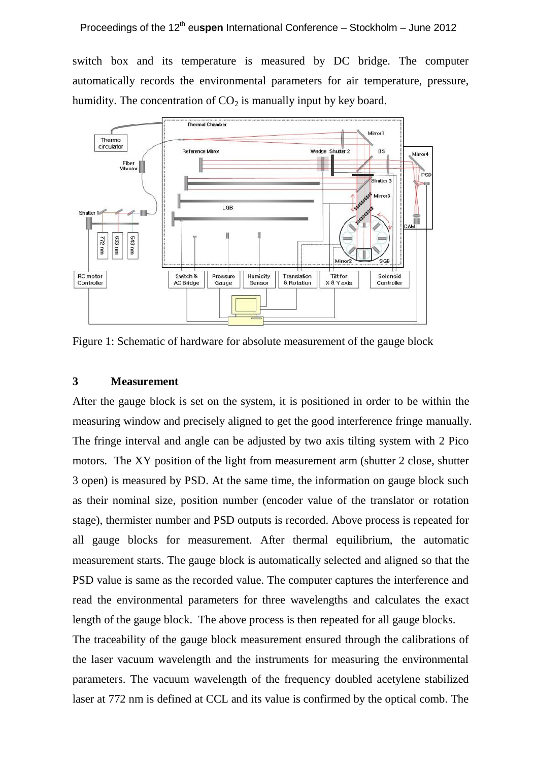switch box and its temperature is measured by DC bridge. The computer automatically records the environmental parameters for air temperature, pressure, humidity. The concentration of $CO_2$ is manually input by key board.

Figure 1: Schematic of hardware for absolute measurement of the gauge block

## 3 Measurement

After the gauge block is set on the system, it is positioned in order to be within the measuring window and precisely aligned to get the good interference fringe manually. The fringe interval and angle can be adjusted by two axis tilting system with 2 Pico motors. The XY position of the light from measurement arm (shutter 2 close, shutter 3 open) is measured by PSD. At the same time, the information on gauge block such as their nominal size, position number (encoder value of the translator or rotation stage), thermister number and PSD outputs is recorded. Above process is repeated for all gauge blocks for measurement. After thermal equilibrium, the automatic measurement starts. The gauge block is automatically selected and aligned so that the PSD value is same as the recorded value. The computer captures the interference and read the environmental parameters for three wavelengths and calculates the exact length of the gauge block. The above process is then repeated for all gauge blocks.

The traceability of the gauge block measurement ensured through the calibrations of the laser vacuum wavelength and the instruments for measuring the environmental parameters. The vacuum wavelength of the frequency doubled acetylene stabilized laser at 772 nm is defined at CCL and its value is confirmed by the optical comb. The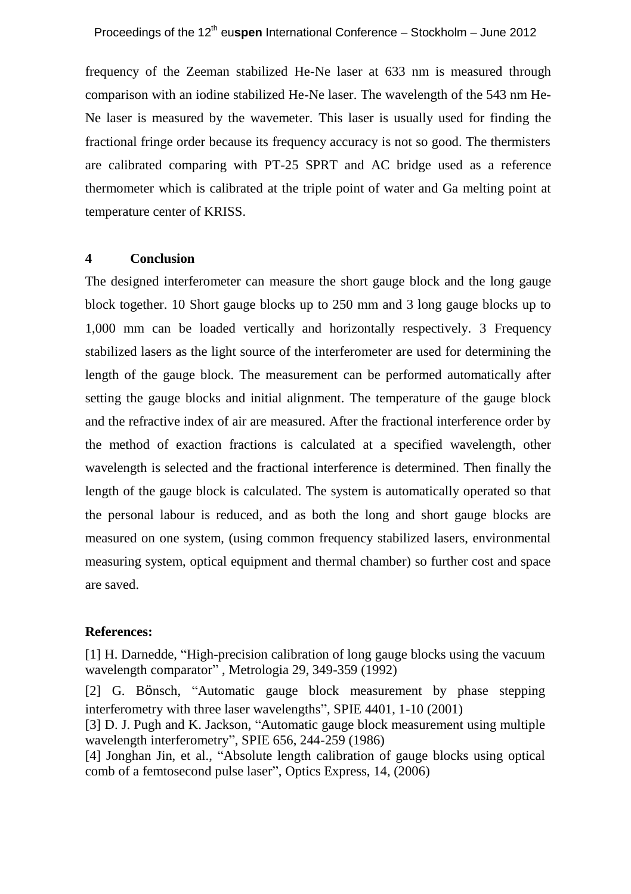frequency of the Zeeman stabilized He-Ne laser at 633 nm is measured through comparison with an iodine stabilized He-Ne laser. The wavelength of the 543 nm He-Ne laser is measured by the wavemeter. This laser is usually used for finding the fractional fringe order because its frequency accuracy is not so good. The thermisters are calibrated comparing with PT-25 SPRT and AC bridge used as a reference thermometer which is calibrated at the triple point of water and Ga melting point at temperature center of KRISS.

## 4 Conclusion

The designed interferometer can measure the short gauge block and the long gauge block together. 10 Short gauge blocks up to 250 mm and 3 long gauge blocks up to 1,000 mm can be loaded vertically and horizontally respectively. 3 Frequency stabilized lasers as the light source of the interferometer are used for determining the length of the gauge block. The measurement can be performed automatically after setting the gauge blocks and initial alignment. The temperature of the gauge block and the refractive index of air are measured. After the fractional interference order by the method of exaction fractions is calculated at a specified wavelength, other wavelength is selected and the fractional interference is determined. Then finally the length of the gauge block is calculated. The system is automatically operated so that the personal labour is reduced, and as both the long and short gauge blocks are measured on one system, (using common frequency stabilized lasers, environmental measuring system, optical equipment and thermal chamber) so further cost and space are saved.

**References:**

[1] H. Darnedde, "High-precision calibration of long gauge blocks using the vacuum wavelength comparator" , Metrologia 29, 349-359 (1992)

[2] G. Bönsch, "Automatic gauge block measurement by phase stepping interferometry with three laser wavelengths", SPIE 4401, 1-10 (2001)

[3] D. J. Pugh and K. Jackson, "Automatic gauge block measurement using multiple wavelength interferometry", SPIE 656, 244-259 (1986)

[4] Jonghan Jin, et al., "Absolute length calibration of gauge blocks using optical comb of a femtosecond pulse laser", Optics Express, 14, (2006)